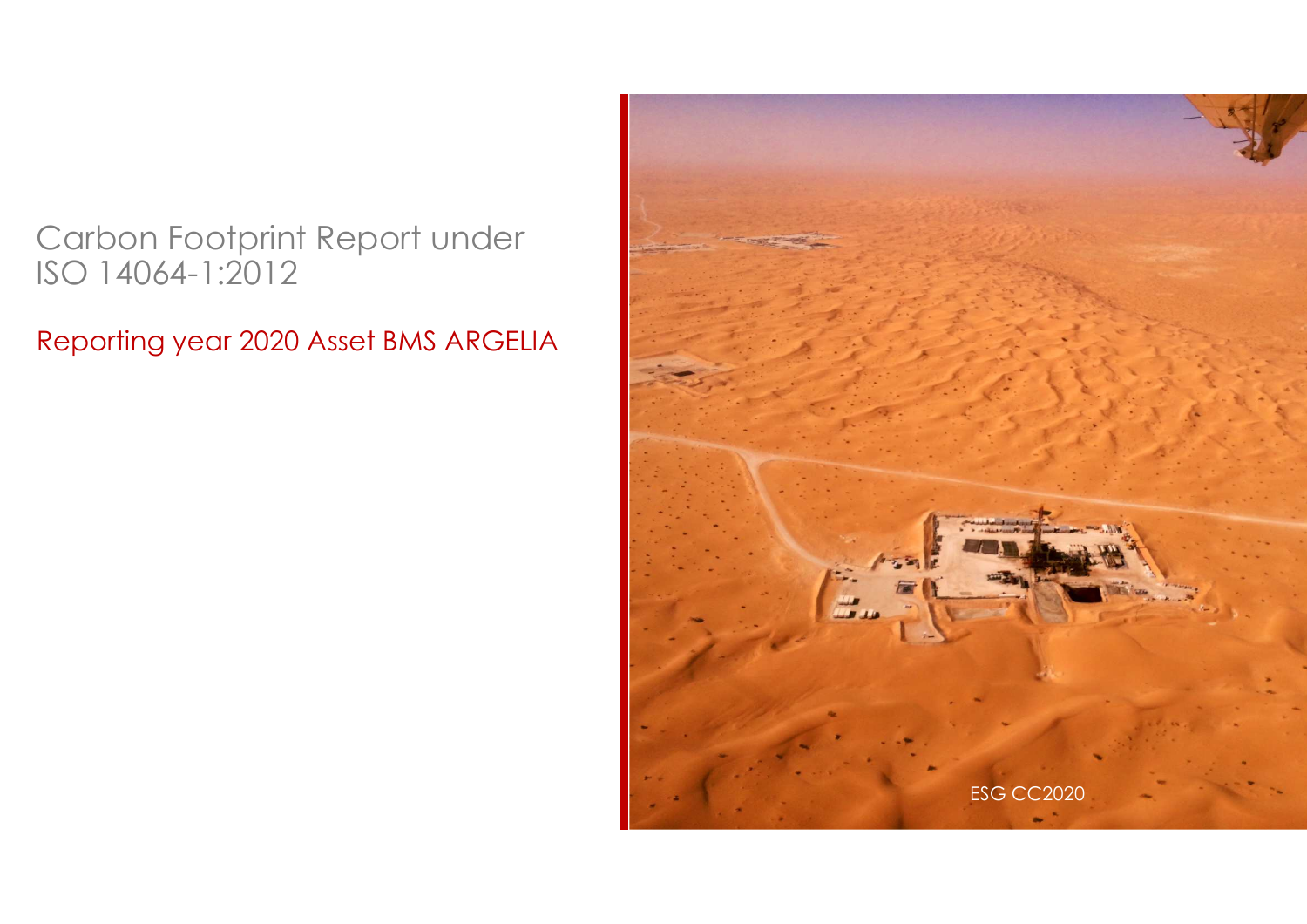# Carbon Footprint Report under ISO 14064-1:2012

## Reporting year 2020 Asset BMS ARGELIA

ESG CC2020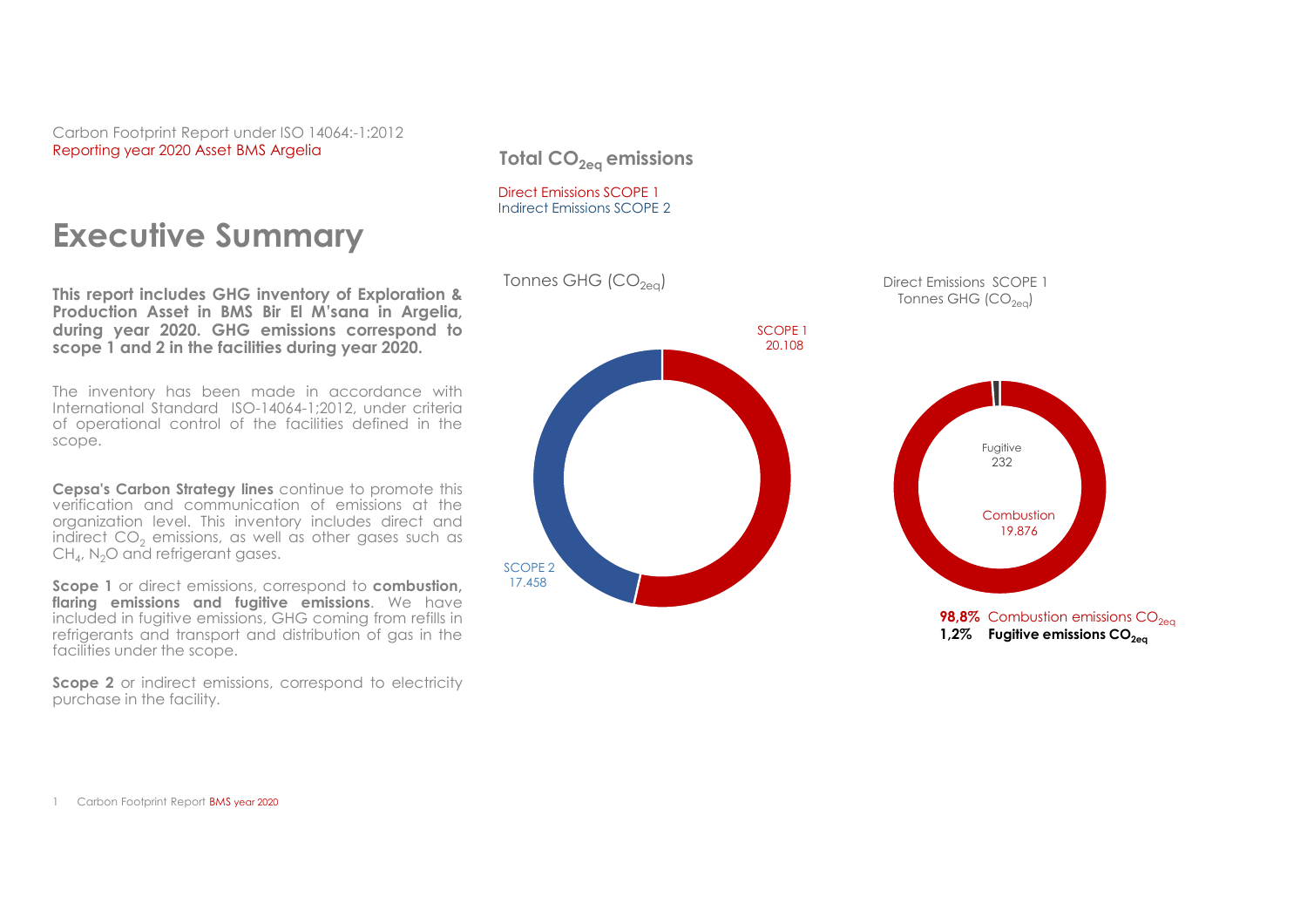Carbon Footprint Report under ISO 14064:-1:2012
Reporting year 2020 Asset BMS Argelia

# Executive Summary

**This report includes GHG inventory of Exploration & Production Asset in BMS Bir El M'sana in Argelia, during year 2020. GHG emissions correspond to scope 1 and 2 in the facilities during year 2020.**

The inventory has been made in accordance with International Standard ISO-14064-1;2012, under criteria of operational control of the facilities defined in the scope.

**Cepsa's Carbon Strategy lines** continue to promote this verification and communication of emissions at the organization level. This inventory includes direct and indirect $CO_2$ emissions, as well as other gases such as $CH_4$, $N_2O$ and refrigerant gases.

**Scope 1** or direct emissions, correspond to **combustion, flaring emissions and fugitive emissions**. We have included in fugitive emissions, GHG coming from refills in refrigerants and transport and distribution of gas in the facilities under the scope.

**Scope 2** or indirect emissions, correspond to electricity purchase in the facility.

## Total $CO_{2eq}$ emissions

Direct Emissions SCOPE 1
Indirect Emissions SCOPE 2

Tonnes GHG ($CO_{2eq}$)

SCOPE 1
20.108

SCOPE 2
17.458

Direct Emissions SCOPE 1
Tonnes GHG ($CO_{2eq}$)

Fugitive
232

Combustion
19.876

**98,8%** Combustion emissions $CO_{2eq}$
**1,2% Fugitive emissions $CO_{2eq}$**